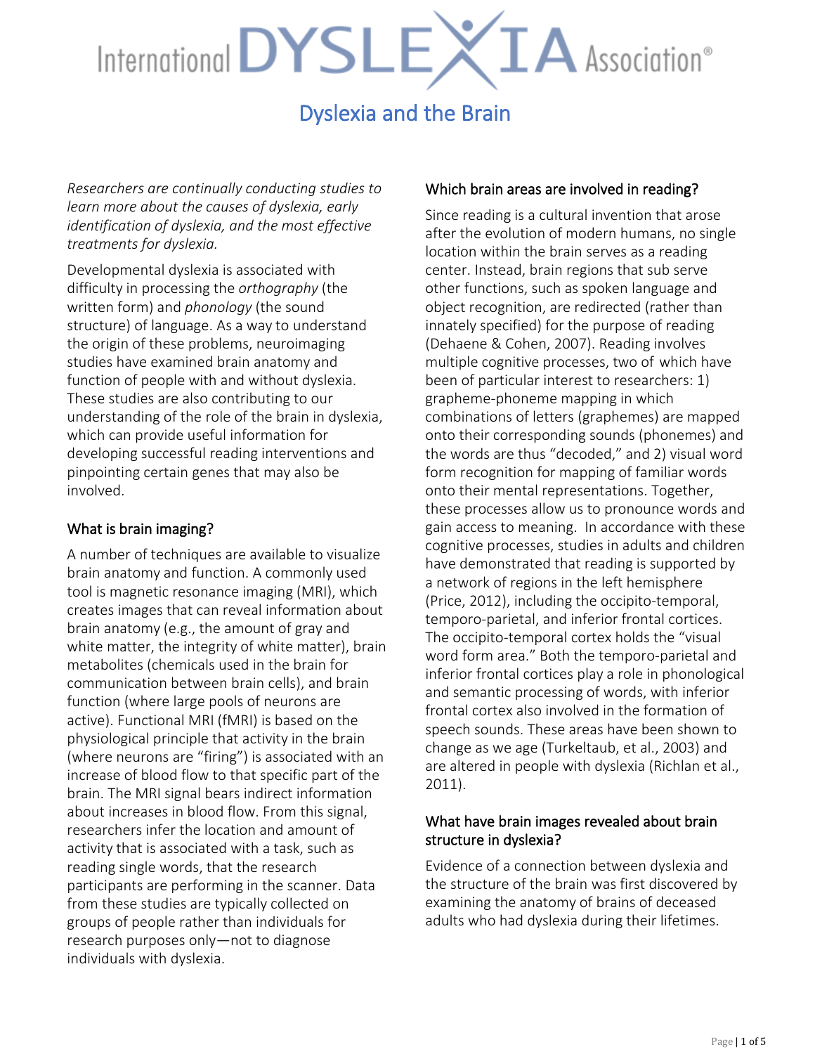# International DYSLEXIA Association®

## Dyslexia and the Brain

*Researchers are continually conducting studies to learn more about the causes of dyslexia, early identification of dyslexia, and the most effective treatments for dyslexia.*

Developmental dyslexia is associated with difficulty in processing the *orthography* (the written form) and *phonology* (the sound structure) of language. As a way to understand the origin of these problems, neuroimaging studies have examined brain anatomy and function of people with and without dyslexia. These studies are also contributing to our understanding of the role of the brain in dyslexia, which can provide useful information for developing successful reading interventions and pinpointing certain genes that may also be involved.

### What is brain imaging?

A number of techniques are available to visualize brain anatomy and function. A commonly used tool is magnetic resonance imaging (MRI), which creates images that can reveal information about brain anatomy (e.g., the amount of gray and white matter, the integrity of white matter), brain metabolites (chemicals used in the brain for communication between brain cells), and brain function (where large pools of neurons are active). Functional MRI (fMRI) is based on the physiological principle that activity in the brain (where neurons are "firing") is associated with an increase of blood flow to that specific part of the brain. The MRI signal bears indirect information about increases in blood flow. From this signal, researchers infer the location and amount of activity that is associated with a task, such as reading single words, that the research participants are performing in the scanner. Data from these studies are typically collected on groups of people rather than individuals for research purposes only—not to diagnose individuals with dyslexia.

### Which brain areas are involved in reading?

Since reading is a cultural invention that arose after the evolution of modern humans, no single location within the brain serves as a reading center. Instead, brain regions that sub serve other functions, such as spoken language and object recognition, are redirected (rather than innately specified) for the purpose of reading (Dehaene & Cohen, 2007). Reading involves multiple cognitive processes, two of which have been of particular interest to researchers: 1) grapheme-phoneme mapping in which combinations of letters (graphemes) are mapped onto their corresponding sounds (phonemes) and the words are thus "decoded," and 2) visual word form recognition for mapping of familiar words onto their mental representations. Together, these processes allow us to pronounce words and gain access to meaning. In accordance with these cognitive processes, studies in adults and children have demonstrated that reading is supported by a network of regions in the left hemisphere (Price, 2012), including the occipito-temporal, temporo-parietal, and inferior frontal cortices. The occipito-temporal cortex holds the "visual word form area." Both the temporo-parietal and inferior frontal cortices play a role in phonological and semantic processing of words, with inferior frontal cortex also involved in the formation of speech sounds. These areas have been shown to change as we age (Turkeltaub, et al., 2003) and are altered in people with dyslexia (Richlan et al., 2011).

### What have brain images revealed about brain structure in dyslexia?

Evidence of a connection between dyslexia and the structure of the brain was first discovered by examining the anatomy of brains of deceased adults who had dyslexia during their lifetimes.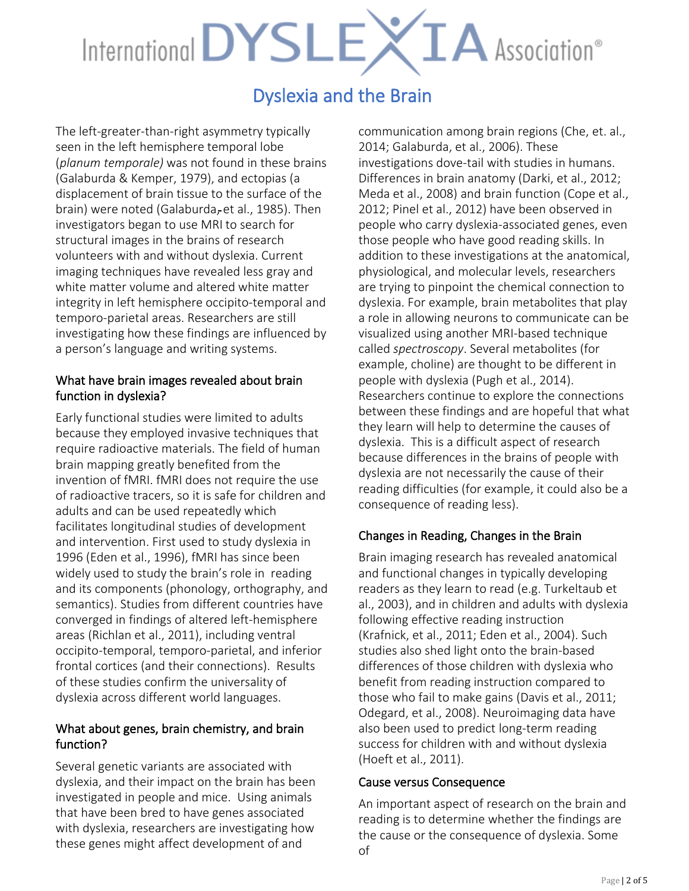# Dyslexia and the Brain

The left-greater-than-right asymmetry typically seen in the left hemisphere temporal lobe (*planum temporale)* was not found in these brains (Galaburda & Kemper, 1979), and ectopias (a displacement of brain tissue to the surface of the brain) were noted (Galaburda, et al., 1985). Then investigators began to use MRI to search for structural images in the brains of research volunteers with and without dyslexia. Current imaging techniques have revealed less gray and white matter volume and altered white matter integrity in left hemisphere occipito-temporal and temporo-parietal areas. Researchers are still investigating how these findings are influenced by a person's language and writing systems.

## What have brain images revealed about brain function in dyslexia?

Early functional studies were limited to adults because they employed invasive techniques that require radioactive materials. The field of human brain mapping greatly benefited from the invention of fMRI. fMRI does not require the use of radioactive tracers, so it is safe for children and adults and can be used repeatedly which facilitates longitudinal studies of development and intervention. First used to study dyslexia in 1996 (Eden et al., 1996), fMRI has since been widely used to study the brain's role in reading and its components (phonology, orthography, and semantics). Studies from different countries have converged in findings of altered left-hemisphere areas (Richlan et al., 2011), including ventral occipito-temporal, temporo-parietal, and inferior frontal cortices (and their connections). Results of these studies confirm the universality of dyslexia across different world languages.

## What about genes, brain chemistry, and brain function?

Several genetic variants are associated with dyslexia, and their impact on the brain has been investigated in people and mice. Using animals that have been bred to have genes associated with dyslexia, researchers are investigating how these genes might affect development of and communication among brain regions (Che, et. al., 2014; Galaburda, et al., 2006). These investigations dove-tail with studies in humans. Differences in brain anatomy (Darki, et al., 2012; Meda et al., 2008) and brain function (Cope et al., 2012; Pinel et al., 2012) have been observed in people who carry dyslexia-associated genes, even those people who have good reading skills. In addition to these investigations at the anatomical, physiological, and molecular levels, researchers are trying to pinpoint the chemical connection to dyslexia. For example, brain metabolites that play a role in allowing neurons to communicate can be visualized using another MRI-based technique called *spectroscopy*. Several metabolites (for example, choline) are thought to be different in people with dyslexia (Pugh et al., 2014). Researchers continue to explore the connections between these findings and are hopeful that what they learn will help to determine the causes of dyslexia. This is a difficult aspect of research because differences in the brains of people with dyslexia are not necessarily the cause of their reading difficulties (for example, it could also be a consequence of reading less).

## Changes in Reading, Changes in the Brain

Brain imaging research has revealed anatomical and functional changes in typically developing readers as they learn to read (e.g. Turkeltaub et al., 2003), and in children and adults with dyslexia following effective reading instruction (Krafnick, et al., 2011; Eden et al., 2004). Such studies also shed light onto the brain-based differences of those children with dyslexia who benefit from reading instruction compared to those who fail to make gains (Davis et al., 2011; Odegard, et al., 2008). Neuroimaging data have also been used to predict long-term reading success for children with and without dyslexia (Hoeft et al., 2011).

## Cause versus Consequence

An important aspect of research on the brain and reading is to determine whether the findings are the cause or the consequence of dyslexia. Some of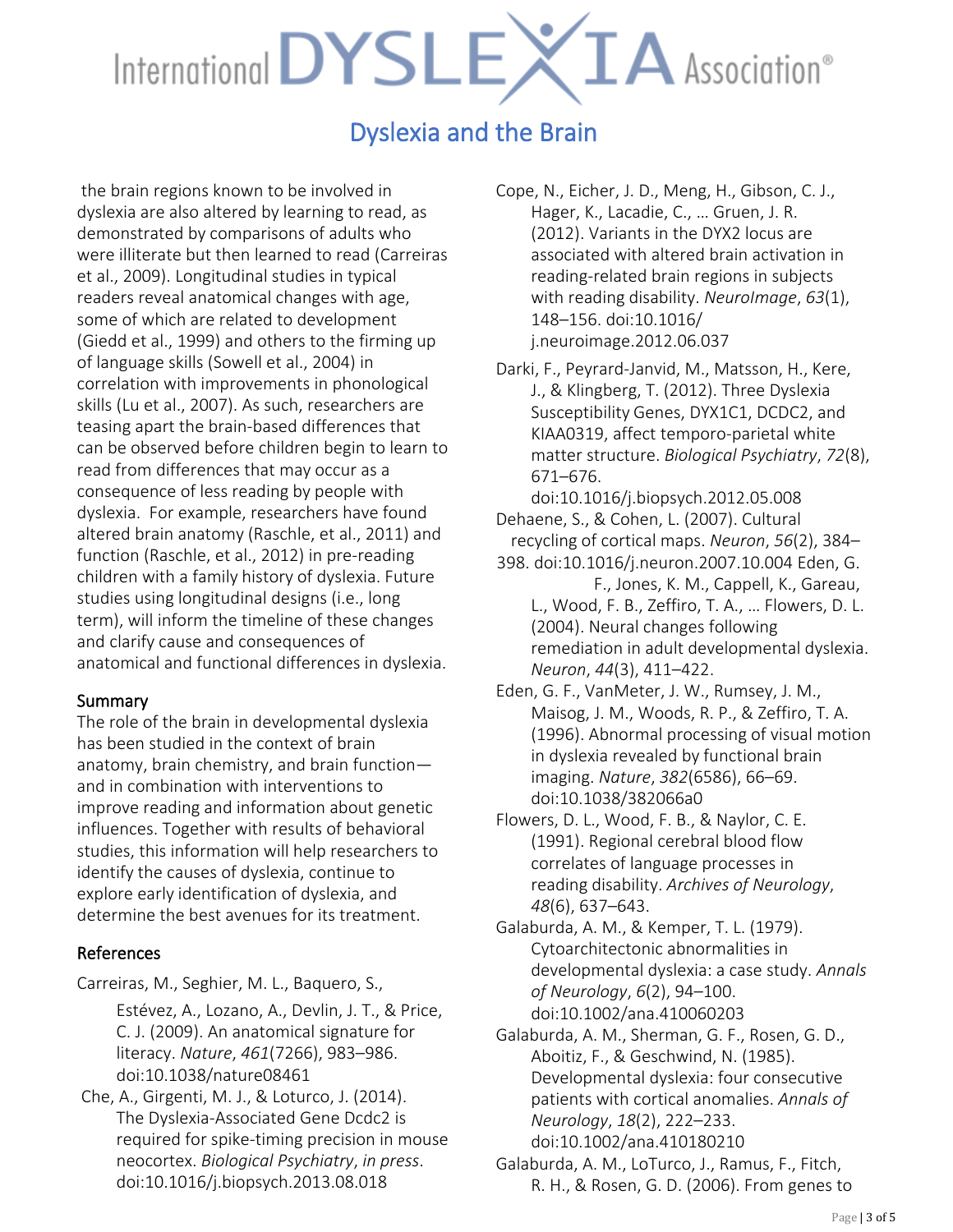the brain regions known to be involved in dyslexia are also altered by learning to read, as demonstrated by comparisons of adults who were illiterate but then learned to read (Carreiras et al., 2009). Longitudinal studies in typical readers reveal anatomical changes with age, some of which are related to development (Giedd et al., 1999) and others to the firming up of language skills (Sowell et al., 2004) in correlation with improvements in phonological skills (Lu et al., 2007). As such, researchers are teasing apart the brain-based differences that can be observed before children begin to learn to read from differences that may occur as a consequence of less reading by people with dyslexia. For example, researchers have found altered brain anatomy (Raschle, et al., 2011) and function (Raschle, et al., 2012) in pre-reading children with a family history of dyslexia. Future studies using longitudinal designs (i.e., long term), will inform the timeline of these changes and clarify cause and consequences of anatomical and functional differences in dyslexia.

## Summary

The role of the brain in developmental dyslexia has been studied in the context of brain anatomy, brain chemistry, and brain function—and in combination with interventions to improve reading and information about genetic influences. Together with results of behavioral studies, this information will help researchers to identify the causes of dyslexia, continue to explore early identification of dyslexia, and determine the best avenues for its treatment.

## References

Carreiras, M., Seghier, M. L., Baquero, S., Estévez, A., Lozano, A., Devlin, J. T., & Price, C. J. (2009). An anatomical signature for literacy. *Nature*, *461*(7266), 983–986. doi:10.1038/nature08461

Che, A., Girgenti, M. J., & Loturco, J. (2014). The Dyslexia-Associated Gene Dcdc2 is required for spike-timing precision in mouse neocortex. *Biological Psychiatry*, *in press*. doi:10.1016/j.biopsych.2013.08.018

Cope, N., Eicher, J. D., Meng, H., Gibson, C. J., Hager, K., Lacadie, C., … Gruen, J. R. (2012). Variants in the DYX2 locus are associated with altered brain activation in reading-related brain regions in subjects with reading disability. *NeuroImage*, *63*(1), 148–156. doi:10.1016/j.neuroimage.2012.06.037

Darki, F., Peyrard-Janvid, M., Matsson, H., Kere, J., & Klingberg, T. (2012). Three Dyslexia Susceptibility Genes, DYX1C1, DCDC2, and KIAA0319, affect temporo-parietal white matter structure. *Biological Psychiatry*, *72*(8), 671–676. doi:10.1016/j.biopsych.2012.05.008

Dehaene, S., & Cohen, L. (2007). Cultural recycling of cortical maps. *Neuron*, *56*(2), 384–398. doi:10.1016/j.neuron.2007.10.004

Eden, G. F., Jones, K. M., Cappell, K., Gareau, L., Wood, F. B., Zeffiro, T. A., … Flowers, D. L. (2004). Neural changes following remediation in adult developmental dyslexia. *Neuron*, *44*(3), 411–422.

Eden, G. F., VanMeter, J. W., Rumsey, J. M., Maisog, J. M., Woods, R. P., & Zeffiro, T. A. (1996). Abnormal processing of visual motion in dyslexia revealed by functional brain imaging. *Nature*, *382*(6586), 66–69. doi:10.1038/382066a0

Flowers, D. L., Wood, F. B., & Naylor, C. E. (1991). Regional cerebral blood flow correlates of language processes in reading disability. *Archives of Neurology*, *48*(6), 637–643.

Galaburda, A. M., & Kemper, T. L. (1979). Cytoarchitectonic abnormalities in developmental dyslexia: a case study. *Annals of Neurology*, *6*(2), 94–100. doi:10.1002/ana.410060203

Galaburda, A. M., Sherman, G. F., Rosen, G. D., Aboitiz, F., & Geschwind, N. (1985). Developmental dyslexia: four consecutive patients with cortical anomalies. *Annals of Neurology*, *18*(2), 222–233. doi:10.1002/ana.410180210

Galaburda, A. M., LoTurco, J., Ramus, F., Fitch, R. H., & Rosen, G. D. (2006). From genes to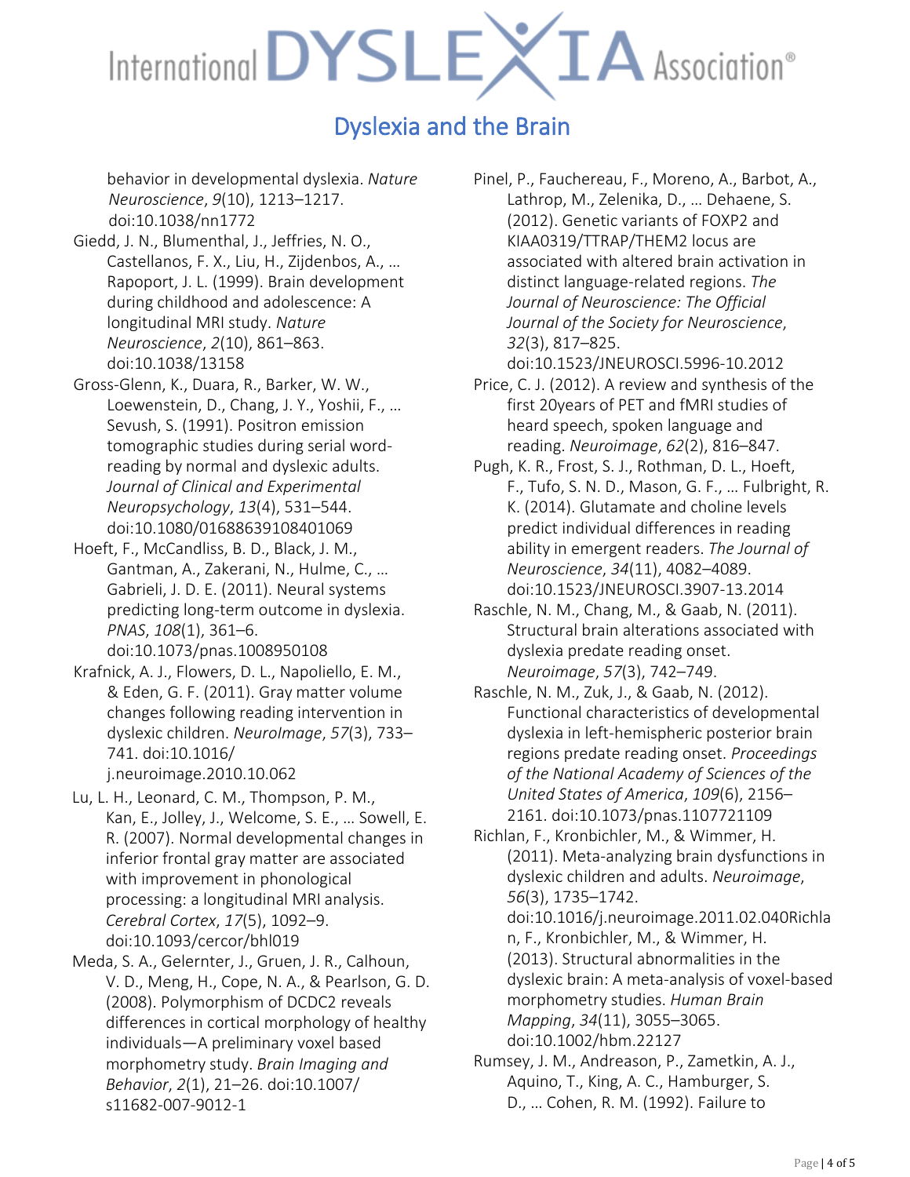behavior in developmental dyslexia. *Nature Neuroscience*, *9*(10), 1213–1217. doi:10.1038/nn1772

Giedd, J. N., Blumenthal, J., Jeffries, N. O., Castellanos, F. X., Liu, H., Zijdenbos, A., … Rapoport, J. L. (1999). Brain development during childhood and adolescence: A longitudinal MRI study. *Nature Neuroscience*, *2*(10), 861–863. doi:10.1038/13158

Gross-Glenn, K., Duara, R., Barker, W. W., Loewenstein, D., Chang, J. Y., Yoshii, F., … Sevush, S. (1991). Positron emission tomographic studies during serial word-reading by normal and dyslexic adults. *Journal of Clinical and Experimental Neuropsychology*, *13*(4), 531–544. doi:10.1080/01688639108401069

Hoeft, F., McCandliss, B. D., Black, J. M., Gantman, A., Zakerani, N., Hulme, C., … Gabrieli, J. D. E. (2011). Neural systems predicting long-term outcome in dyslexia. *PNAS*, *108*(1), 361–6. doi:10.1073/pnas.1008950108

Krafnick, A. J., Flowers, D. L., Napoliello, E. M., & Eden, G. F. (2011). Gray matter volume changes following reading intervention in dyslexic children. *NeuroImage*, *57*(3), 733–741. doi:10.1016/ j.neuroimage.2010.10.062

Lu, L. H., Leonard, C. M., Thompson, P. M., Kan, E., Jolley, J., Welcome, S. E., … Sowell, E. R. (2007). Normal developmental changes in inferior frontal gray matter are associated with improvement in phonological processing: a longitudinal MRI analysis. *Cerebral Cortex*, *17*(5), 1092–9. doi:10.1093/cercor/bhl019

Meda, S. A., Gelernter, J., Gruen, J. R., Calhoun, V. D., Meng, H., Cope, N. A., & Pearlson, G. D. (2008). Polymorphism of DCDC2 reveals differences in cortical morphology of healthy individuals—A preliminary voxel based morphometry study. *Brain Imaging and Behavior*, *2*(1), 21–26. doi:10.1007/ s11682-007-9012-1

Pinel, P., Fauchereau, F., Moreno, A., Barbot, A., Lathrop, M., Zelenika, D., … Dehaene, S. (2012). Genetic variants of FOXP2 and KIAA0319/TTRAP/THEM2 locus are associated with altered brain activation in distinct language-related regions. *The Journal of Neuroscience: The Official Journal of the Society for Neuroscience*, *32*(3), 817–825. doi:10.1523/JNEUROSCI.5996-10.2012

Price, C. J. (2012). A review and synthesis of the first 20years of PET and fMRI studies of heard speech, spoken language and reading. *Neuroimage*, *62*(2), 816–847.

Pugh, K. R., Frost, S. J., Rothman, D. L., Hoeft, F., Tufo, S. N. D., Mason, G. F., … Fulbright, R. K. (2014). Glutamate and choline levels predict individual differences in reading ability in emergent readers. *The Journal of Neuroscience*, *34*(11), 4082–4089. doi:10.1523/JNEUROSCI.3907-13.2014

Raschle, N. M., Chang, M., & Gaab, N. (2011). Structural brain alterations associated with dyslexia predate reading onset. *Neuroimage*, *57*(3), 742–749.

Raschle, N. M., Zuk, J., & Gaab, N. (2012). Functional characteristics of developmental dyslexia in left-hemispheric posterior brain regions predate reading onset. *Proceedings of the National Academy of Sciences of the United States of America*, *109*(6), 2156–2161. doi:10.1073/pnas.1107721109

Richlan, F., Kronbichler, M., & Wimmer, H. (2011). Meta-analyzing brain dysfunctions in dyslexic children and adults. *Neuroimage*, *56*(3), 1735–1742. doi:10.1016/j.neuroimage.2011.02.040Richlan, F., Kronbichler, M., & Wimmer, H. (2013). Structural abnormalities in the dyslexic brain: A meta-analysis of voxel-based morphometry studies. *Human Brain Mapping*, *34*(11), 3055–3065. doi:10.1002/hbm.22127

Rumsey, J. M., Andreason, P., Zametkin, A. J., Aquino, T., King, A. C., Hamburger, S. D., … Cohen, R. M. (1992). Failure to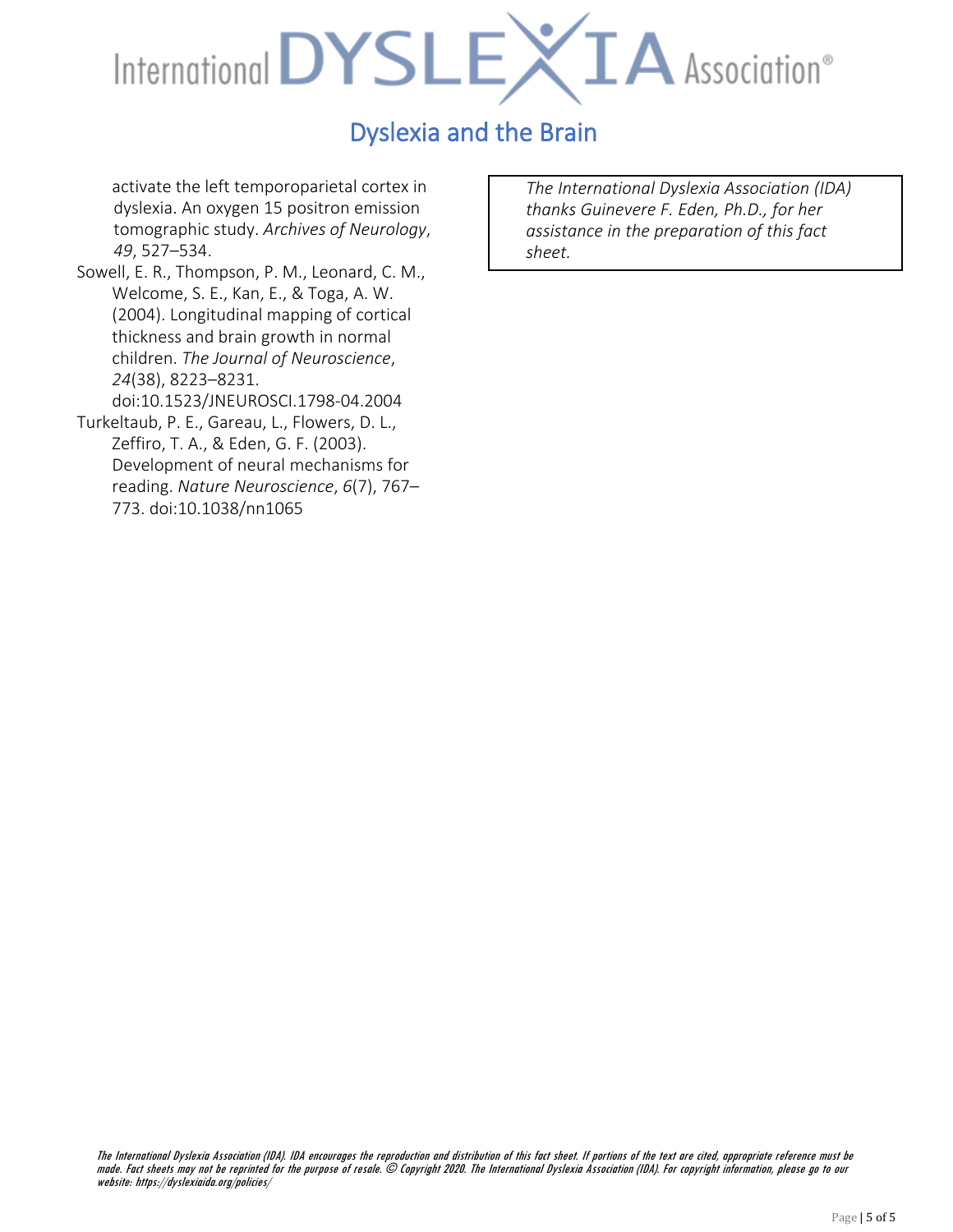activate the left temporoparietal cortex in dyslexia. An oxygen 15 positron emission tomographic study. *Archives of Neurology*, *49*, 527–534.

Sowell, E. R., Thompson, P. M., Leonard, C. M., Welcome, S. E., Kan, E., & Toga, A. W. (2004). Longitudinal mapping of cortical thickness and brain growth in normal children. *The Journal of Neuroscience*, *24*(38), 8223–8231. doi:10.1523/JNEUROSCI.1798-04.2004

Turkeltaub, P. E., Gareau, L., Flowers, D. L., Zeffiro, T. A., & Eden, G. F. (2003). Development of neural mechanisms for reading. *Nature Neuroscience*, *6*(7), 767–773. doi:10.1038/nn1065

*The International Dyslexia Association (IDA) thanks Guinevere F. Eden, Ph.D., for her assistance in the preparation of this fact sheet.*

*The International Dyslexia Association (IDA). IDA encourages the reproduction and distribution of this fact sheet. If portions of the text are cited, appropriate reference must be made. Fact sheets may not be reprinted for the purpose of resale. © Copyright 2020. The International Dyslexia Association (IDA). For copyright information, please go to our website: https://dyslexiaida.org/policies/*